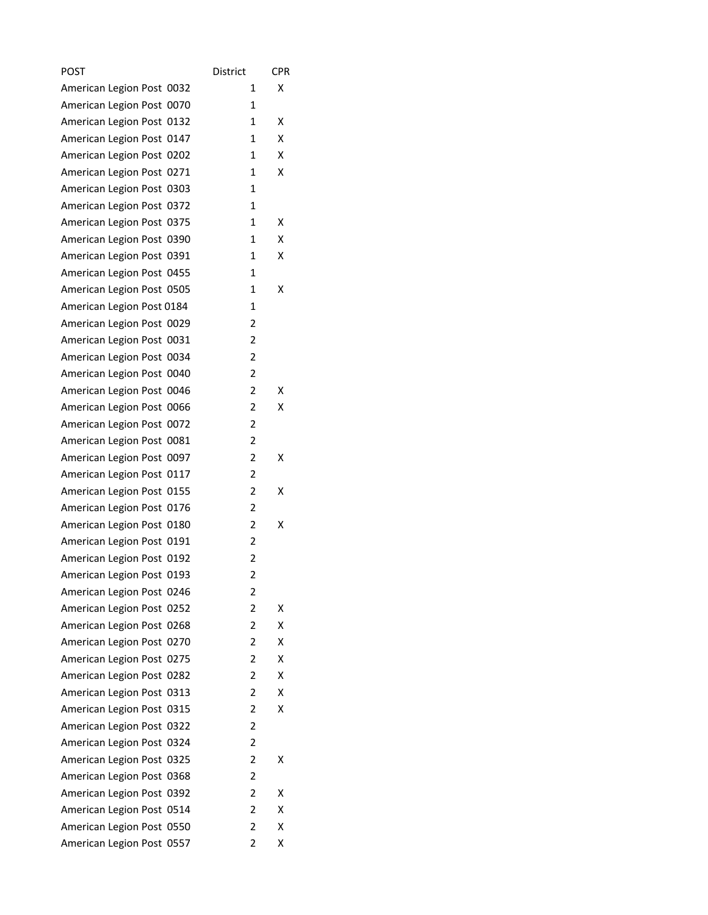| POST | District | CPR |
| --- | --- | --- |
| American Legion Post  0032 | 1 | X |
| American Legion Post  0070 | 1 | |
| American Legion Post  0132 | 1 | X |
| American Legion Post  0147 | 1 | X |
| American Legion Post  0202 | 1 | X |
| American Legion Post  0271 | 1 | X |
| American Legion Post  0303 | 1 | |
| American Legion Post  0372 | 1 | |
| American Legion Post  0375 | 1 | X |
| American Legion Post  0390 | 1 | X |
| American Legion Post  0391 | 1 | X |
| American Legion Post  0455 | 1 | |
| American Legion Post  0505 | 1 | X |
| American Legion Post 0184 | 1 | |
| American Legion Post  0029 | 2 | |
| American Legion Post  0031 | 2 | |
| American Legion Post  0034 | 2 | |
| American Legion Post  0040 | 2 | |
| American Legion Post  0046 | 2 | X |
| American Legion Post  0066 | 2 | X |
| American Legion Post  0072 | 2 | |
| American Legion Post  0081 | 2 | |
| American Legion Post  0097 | 2 | X |
| American Legion Post  0117 | 2 | |
| American Legion Post  0155 | 2 | X |
| American Legion Post  0176 | 2 | |
| American Legion Post  0180 | 2 | X |
| American Legion Post  0191 | 2 | |
| American Legion Post  0192 | 2 | |
| American Legion Post  0193 | 2 | |
| American Legion Post  0246 | 2 | |
| American Legion Post  0252 | 2 | X |
| American Legion Post  0268 | 2 | X |
| American Legion Post  0270 | 2 | X |
| American Legion Post  0275 | 2 | X |
| American Legion Post  0282 | 2 | X |
| American Legion Post  0313 | 2 | X |
| American Legion Post  0315 | 2 | X |
| American Legion Post  0322 | 2 | |
| American Legion Post  0324 | 2 | |
| American Legion Post  0325 | 2 | X |
| American Legion Post  0368 | 2 | |
| American Legion Post  0392 | 2 | X |
| American Legion Post  0514 | 2 | X |
| American Legion Post  0550 | 2 | X |
| American Legion Post  0557 | 2 | X |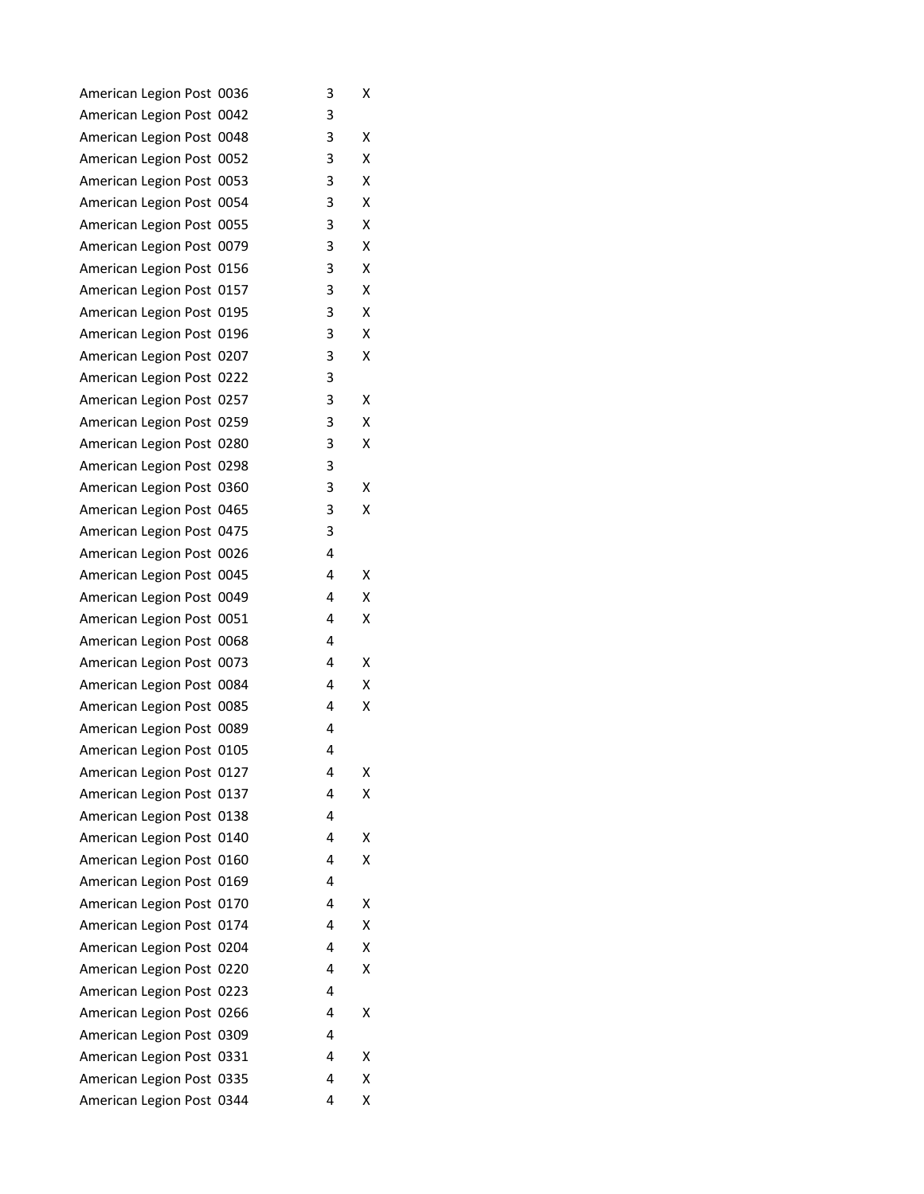| | | |
|---|---|---|
| American Legion Post 0036 | 3 | X |
| American Legion Post 0042 | 3 | |
| American Legion Post 0048 | 3 | X |
| American Legion Post 0052 | 3 | X |
| American Legion Post 0053 | 3 | X |
| American Legion Post 0054 | 3 | X |
| American Legion Post 0055 | 3 | X |
| American Legion Post 0079 | 3 | X |
| American Legion Post 0156 | 3 | X |
| American Legion Post 0157 | 3 | X |
| American Legion Post 0195 | 3 | X |
| American Legion Post 0196 | 3 | X |
| American Legion Post 0207 | 3 | X |
| American Legion Post 0222 | 3 | |
| American Legion Post 0257 | 3 | X |
| American Legion Post 0259 | 3 | X |
| American Legion Post 0280 | 3 | X |
| American Legion Post 0298 | 3 | |
| American Legion Post 0360 | 3 | X |
| American Legion Post 0465 | 3 | X |
| American Legion Post 0475 | 3 | |
| American Legion Post 0026 | 4 | |
| American Legion Post 0045 | 4 | X |
| American Legion Post 0049 | 4 | X |
| American Legion Post 0051 | 4 | X |
| American Legion Post 0068 | 4 | |
| American Legion Post 0073 | 4 | X |
| American Legion Post 0084 | 4 | X |
| American Legion Post 0085 | 4 | X |
| American Legion Post 0089 | 4 | |
| American Legion Post 0105 | 4 | |
| American Legion Post 0127 | 4 | X |
| American Legion Post 0137 | 4 | X |
| American Legion Post 0138 | 4 | |
| American Legion Post 0140 | 4 | X |
| American Legion Post 0160 | 4 | X |
| American Legion Post 0169 | 4 | |
| American Legion Post 0170 | 4 | X |
| American Legion Post 0174 | 4 | X |
| American Legion Post 0204 | 4 | X |
| American Legion Post 0220 | 4 | X |
| American Legion Post 0223 | 4 | |
| American Legion Post 0266 | 4 | X |
| American Legion Post 0309 | 4 | |
| American Legion Post 0331 | 4 | X |
| American Legion Post 0335 | 4 | X |
| American Legion Post 0344 | 4 | X |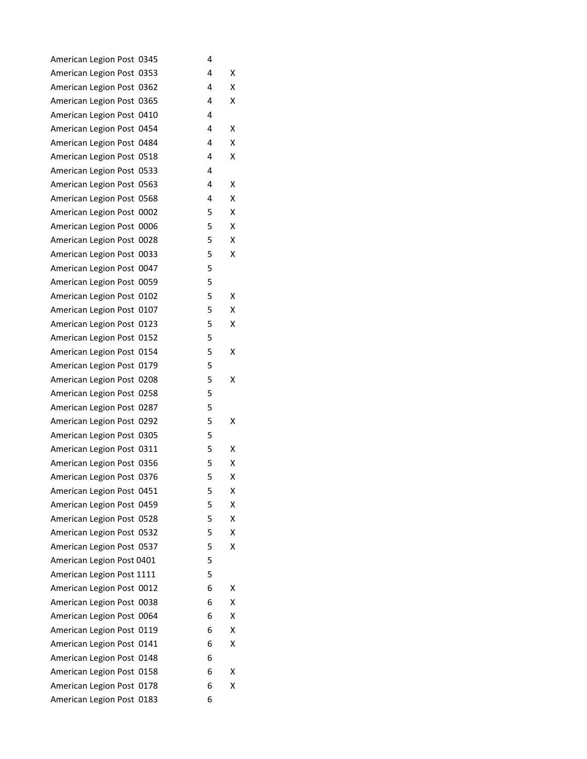| | | |
|---|---|---|
| American Legion Post  0345 | 4 | |
| American Legion Post  0353 | 4 | X |
| American Legion Post  0362 | 4 | X |
| American Legion Post  0365 | 4 | X |
| American Legion Post  0410 | 4 | |
| American Legion Post  0454 | 4 | X |
| American Legion Post  0484 | 4 | X |
| American Legion Post  0518 | 4 | X |
| American Legion Post  0533 | 4 | |
| American Legion Post  0563 | 4 | X |
| American Legion Post  0568 | 4 | X |
| American Legion Post  0002 | 5 | X |
| American Legion Post  0006 | 5 | X |
| American Legion Post  0028 | 5 | X |
| American Legion Post  0033 | 5 | X |
| American Legion Post  0047 | 5 | |
| American Legion Post  0059 | 5 | |
| American Legion Post  0102 | 5 | X |
| American Legion Post  0107 | 5 | X |
| American Legion Post  0123 | 5 | X |
| American Legion Post  0152 | 5 | |
| American Legion Post  0154 | 5 | X |
| American Legion Post  0179 | 5 | |
| American Legion Post  0208 | 5 | X |
| American Legion Post  0258 | 5 | |
| American Legion Post  0287 | 5 | |
| American Legion Post  0292 | 5 | X |
| American Legion Post  0305 | 5 | |
| American Legion Post  0311 | 5 | X |
| American Legion Post  0356 | 5 | X |
| American Legion Post  0376 | 5 | X |
| American Legion Post  0451 | 5 | X |
| American Legion Post  0459 | 5 | X |
| American Legion Post  0528 | 5 | X |
| American Legion Post  0532 | 5 | X |
| American Legion Post  0537 | 5 | X |
| American Legion Post 0401 | 5 | |
| American Legion Post 1111 | 5 | |
| American Legion Post  0012 | 6 | X |
| American Legion Post  0038 | 6 | X |
| American Legion Post  0064 | 6 | X |
| American Legion Post  0119 | 6 | X |
| American Legion Post  0141 | 6 | X |
| American Legion Post  0148 | 6 | |
| American Legion Post  0158 | 6 | X |
| American Legion Post  0178 | 6 | X |
| American Legion Post  0183 | 6 | |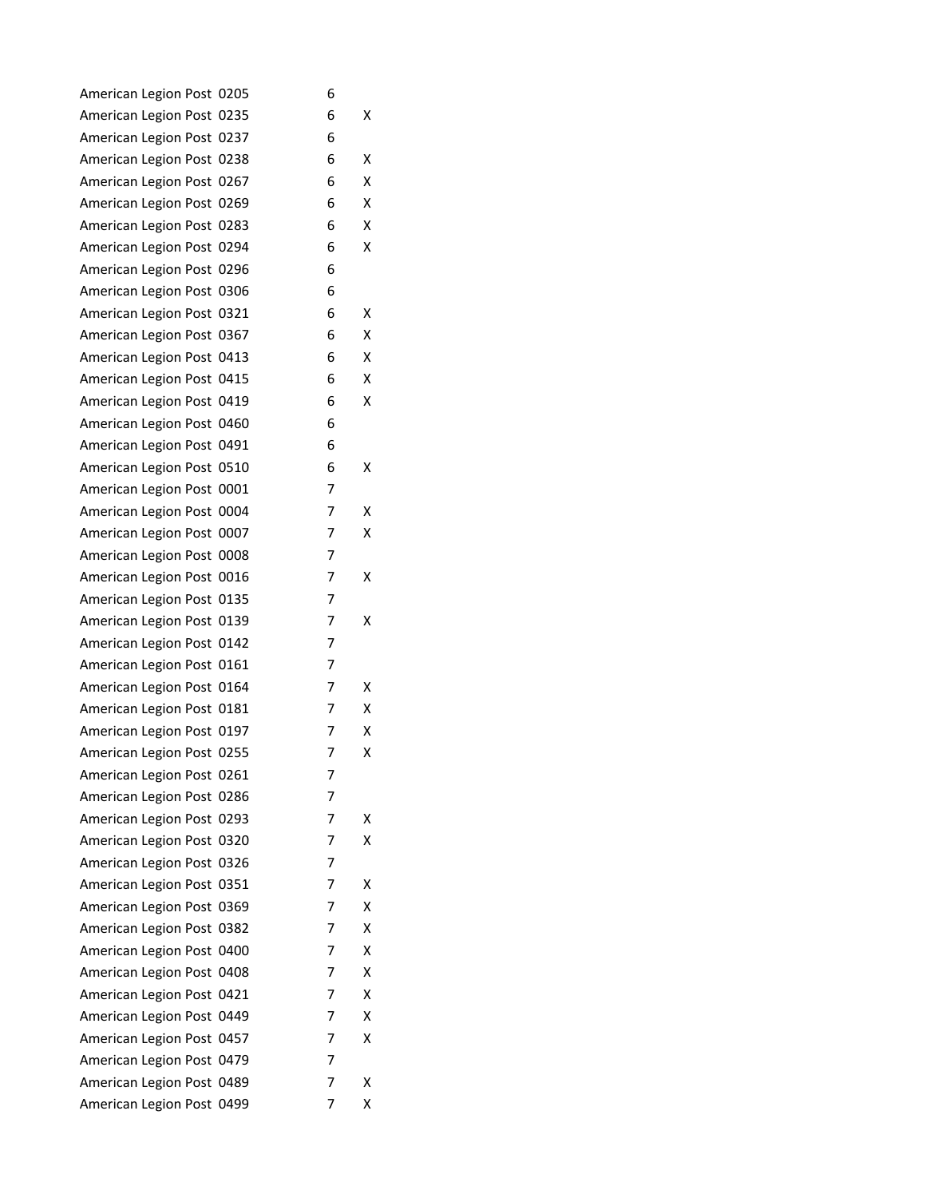| | | |
|---|---|---|
| American Legion Post 0205 | 6 | |
| American Legion Post 0235 | 6 | X |
| American Legion Post 0237 | 6 | |
| American Legion Post 0238 | 6 | X |
| American Legion Post 0267 | 6 | X |
| American Legion Post 0269 | 6 | X |
| American Legion Post 0283 | 6 | X |
| American Legion Post 0294 | 6 | X |
| American Legion Post 0296 | 6 | |
| American Legion Post 0306 | 6 | |
| American Legion Post 0321 | 6 | X |
| American Legion Post 0367 | 6 | X |
| American Legion Post 0413 | 6 | X |
| American Legion Post 0415 | 6 | X |
| American Legion Post 0419 | 6 | X |
| American Legion Post 0460 | 6 | |
| American Legion Post 0491 | 6 | |
| American Legion Post 0510 | 6 | X |
| American Legion Post 0001 | 7 | |
| American Legion Post 0004 | 7 | X |
| American Legion Post 0007 | 7 | X |
| American Legion Post 0008 | 7 | |
| American Legion Post 0016 | 7 | X |
| American Legion Post 0135 | 7 | |
| American Legion Post 0139 | 7 | X |
| American Legion Post 0142 | 7 | |
| American Legion Post 0161 | 7 | |
| American Legion Post 0164 | 7 | X |
| American Legion Post 0181 | 7 | X |
| American Legion Post 0197 | 7 | X |
| American Legion Post 0255 | 7 | X |
| American Legion Post 0261 | 7 | |
| American Legion Post 0286 | 7 | |
| American Legion Post 0293 | 7 | X |
| American Legion Post 0320 | 7 | X |
| American Legion Post 0326 | 7 | |
| American Legion Post 0351 | 7 | X |
| American Legion Post 0369 | 7 | X |
| American Legion Post 0382 | 7 | X |
| American Legion Post 0400 | 7 | X |
| American Legion Post 0408 | 7 | X |
| American Legion Post 0421 | 7 | X |
| American Legion Post 0449 | 7 | X |
| American Legion Post 0457 | 7 | X |
| American Legion Post 0479 | 7 | |
| American Legion Post 0489 | 7 | X |
| American Legion Post 0499 | 7 | X |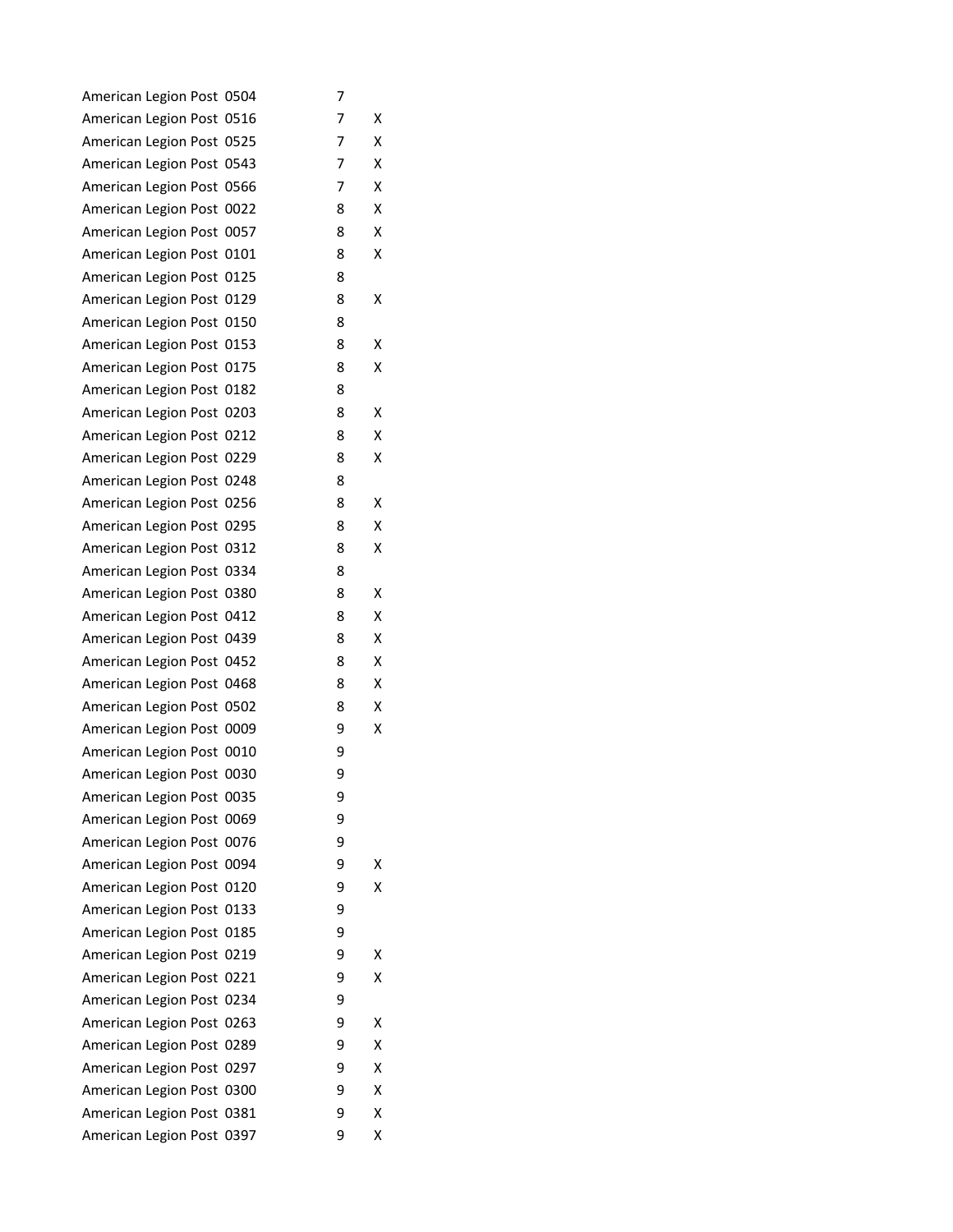| | | |
|---|---|---|
| American Legion Post 0504 | 7 | |
| American Legion Post 0516 | 7 | X |
| American Legion Post 0525 | 7 | X |
| American Legion Post 0543 | 7 | X |
| American Legion Post 0566 | 7 | X |
| American Legion Post 0022 | 8 | X |
| American Legion Post 0057 | 8 | X |
| American Legion Post 0101 | 8 | X |
| American Legion Post 0125 | 8 | |
| American Legion Post 0129 | 8 | X |
| American Legion Post 0150 | 8 | |
| American Legion Post 0153 | 8 | X |
| American Legion Post 0175 | 8 | X |
| American Legion Post 0182 | 8 | |
| American Legion Post 0203 | 8 | X |
| American Legion Post 0212 | 8 | X |
| American Legion Post 0229 | 8 | X |
| American Legion Post 0248 | 8 | |
| American Legion Post 0256 | 8 | X |
| American Legion Post 0295 | 8 | X |
| American Legion Post 0312 | 8 | X |
| American Legion Post 0334 | 8 | |
| American Legion Post 0380 | 8 | X |
| American Legion Post 0412 | 8 | X |
| American Legion Post 0439 | 8 | X |
| American Legion Post 0452 | 8 | X |
| American Legion Post 0468 | 8 | X |
| American Legion Post 0502 | 8 | X |
| American Legion Post 0009 | 9 | X |
| American Legion Post 0010 | 9 | |
| American Legion Post 0030 | 9 | |
| American Legion Post 0035 | 9 | |
| American Legion Post 0069 | 9 | |
| American Legion Post 0076 | 9 | |
| American Legion Post 0094 | 9 | X |
| American Legion Post 0120 | 9 | X |
| American Legion Post 0133 | 9 | |
| American Legion Post 0185 | 9 | |
| American Legion Post 0219 | 9 | X |
| American Legion Post 0221 | 9 | X |
| American Legion Post 0234 | 9 | |
| American Legion Post 0263 | 9 | X |
| American Legion Post 0289 | 9 | X |
| American Legion Post 0297 | 9 | X |
| American Legion Post 0300 | 9 | X |
| American Legion Post 0381 | 9 | X |
| American Legion Post 0397 | 9 | X |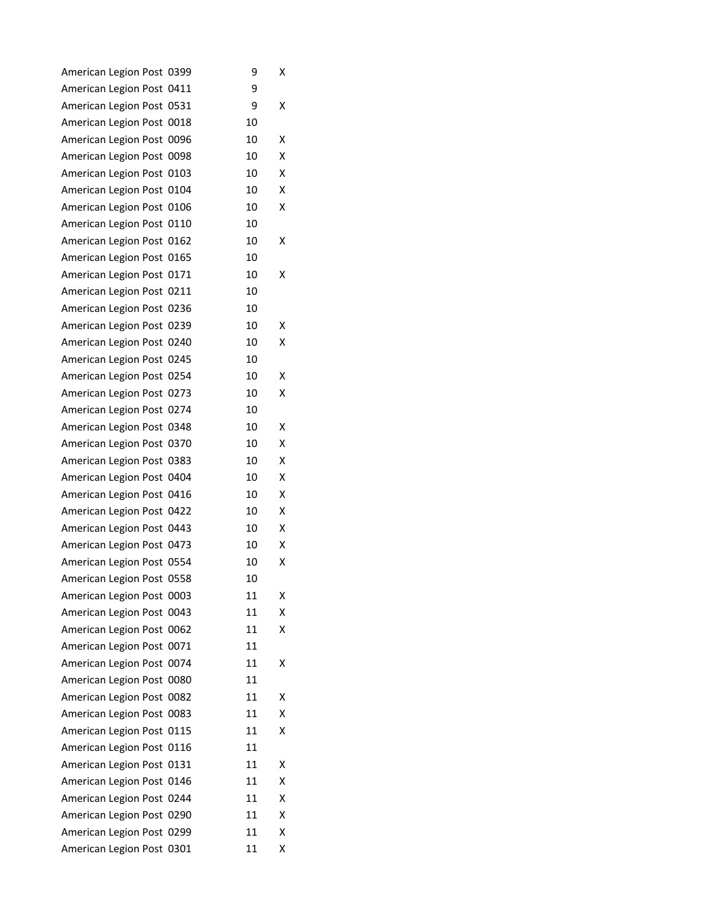| | | |
|---|---|---|
| American Legion Post 0399 | 9 | X |
| American Legion Post 0411 | 9 | |
| American Legion Post 0531 | 9 | X |
| American Legion Post 0018 | 10 | |
| American Legion Post 0096 | 10 | X |
| American Legion Post 0098 | 10 | X |
| American Legion Post 0103 | 10 | X |
| American Legion Post 0104 | 10 | X |
| American Legion Post 0106 | 10 | X |
| American Legion Post 0110 | 10 | |
| American Legion Post 0162 | 10 | X |
| American Legion Post 0165 | 10 | |
| American Legion Post 0171 | 10 | X |
| American Legion Post 0211 | 10 | |
| American Legion Post 0236 | 10 | |
| American Legion Post 0239 | 10 | X |
| American Legion Post 0240 | 10 | X |
| American Legion Post 0245 | 10 | |
| American Legion Post 0254 | 10 | X |
| American Legion Post 0273 | 10 | X |
| American Legion Post 0274 | 10 | |
| American Legion Post 0348 | 10 | X |
| American Legion Post 0370 | 10 | X |
| American Legion Post 0383 | 10 | X |
| American Legion Post 0404 | 10 | X |
| American Legion Post 0416 | 10 | X |
| American Legion Post 0422 | 10 | X |
| American Legion Post 0443 | 10 | X |
| American Legion Post 0473 | 10 | X |
| American Legion Post 0554 | 10 | X |
| American Legion Post 0558 | 10 | |
| American Legion Post 0003 | 11 | X |
| American Legion Post 0043 | 11 | X |
| American Legion Post 0062 | 11 | X |
| American Legion Post 0071 | 11 | |
| American Legion Post 0074 | 11 | X |
| American Legion Post 0080 | 11 | |
| American Legion Post 0082 | 11 | X |
| American Legion Post 0083 | 11 | X |
| American Legion Post 0115 | 11 | X |
| American Legion Post 0116 | 11 | |
| American Legion Post 0131 | 11 | X |
| American Legion Post 0146 | 11 | X |
| American Legion Post 0244 | 11 | X |
| American Legion Post 0290 | 11 | X |
| American Legion Post 0299 | 11 | X |
| American Legion Post 0301 | 11 | X |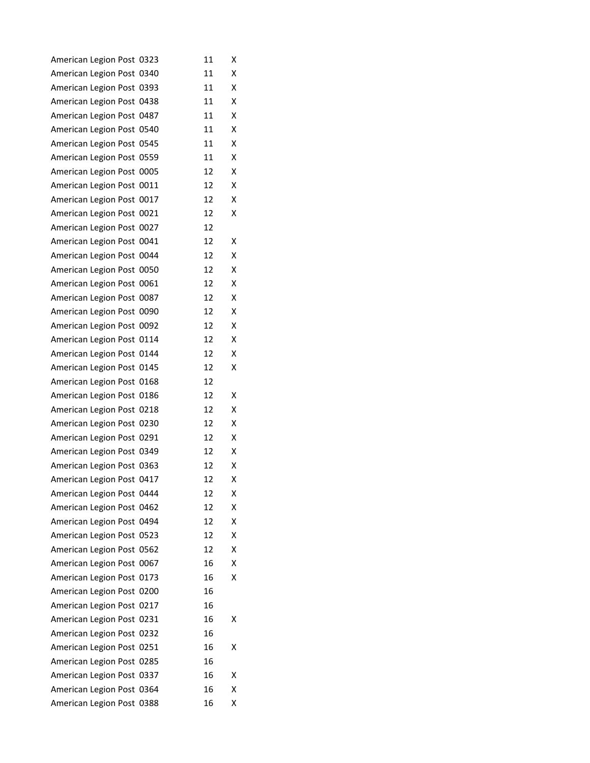| | | |
|---|---|---|
| American Legion Post 0323 | 11 | X |
| American Legion Post 0340 | 11 | X |
| American Legion Post 0393 | 11 | X |
| American Legion Post 0438 | 11 | X |
| American Legion Post 0487 | 11 | X |
| American Legion Post 0540 | 11 | X |
| American Legion Post 0545 | 11 | X |
| American Legion Post 0559 | 11 | X |
| American Legion Post 0005 | 12 | X |
| American Legion Post 0011 | 12 | X |
| American Legion Post 0017 | 12 | X |
| American Legion Post 0021 | 12 | X |
| American Legion Post 0027 | 12 | |
| American Legion Post 0041 | 12 | X |
| American Legion Post 0044 | 12 | X |
| American Legion Post 0050 | 12 | X |
| American Legion Post 0061 | 12 | X |
| American Legion Post 0087 | 12 | X |
| American Legion Post 0090 | 12 | X |
| American Legion Post 0092 | 12 | X |
| American Legion Post 0114 | 12 | X |
| American Legion Post 0144 | 12 | X |
| American Legion Post 0145 | 12 | X |
| American Legion Post 0168 | 12 | |
| American Legion Post 0186 | 12 | X |
| American Legion Post 0218 | 12 | X |
| American Legion Post 0230 | 12 | X |
| American Legion Post 0291 | 12 | X |
| American Legion Post 0349 | 12 | X |
| American Legion Post 0363 | 12 | X |
| American Legion Post 0417 | 12 | X |
| American Legion Post 0444 | 12 | X |
| American Legion Post 0462 | 12 | X |
| American Legion Post 0494 | 12 | X |
| American Legion Post 0523 | 12 | X |
| American Legion Post 0562 | 12 | X |
| American Legion Post 0067 | 16 | X |
| American Legion Post 0173 | 16 | X |
| American Legion Post 0200 | 16 | |
| American Legion Post 0217 | 16 | |
| American Legion Post 0231 | 16 | X |
| American Legion Post 0232 | 16 | |
| American Legion Post 0251 | 16 | X |
| American Legion Post 0285 | 16 | |
| American Legion Post 0337 | 16 | X |
| American Legion Post 0364 | 16 | X |
| American Legion Post 0388 | 16 | X |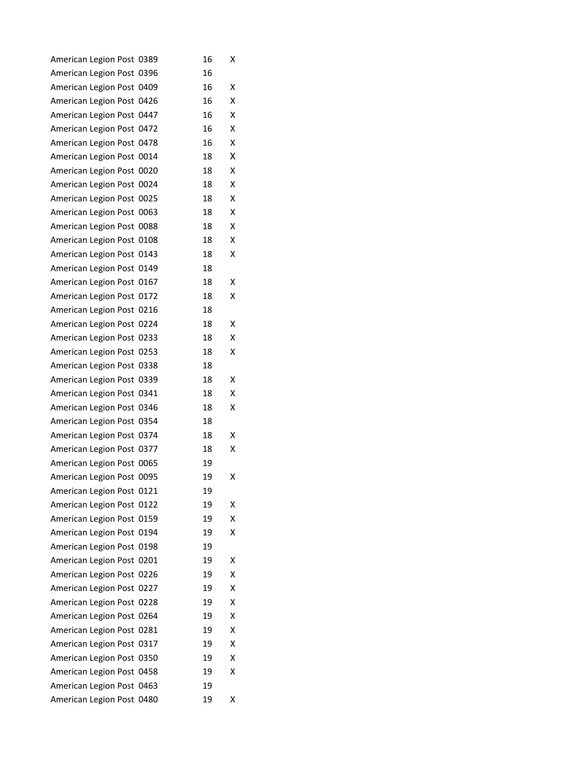| | | |
|---|---|---|
| American Legion Post 0389 | 16 | X |
| American Legion Post 0396 | 16 | |
| American Legion Post 0409 | 16 | X |
| American Legion Post 0426 | 16 | X |
| American Legion Post 0447 | 16 | X |
| American Legion Post 0472 | 16 | X |
| American Legion Post 0478 | 16 | X |
| American Legion Post 0014 | 18 | X |
| American Legion Post 0020 | 18 | X |
| American Legion Post 0024 | 18 | X |
| American Legion Post 0025 | 18 | X |
| American Legion Post 0063 | 18 | X |
| American Legion Post 0088 | 18 | X |
| American Legion Post 0108 | 18 | X |
| American Legion Post 0143 | 18 | X |
| American Legion Post 0149 | 18 | |
| American Legion Post 0167 | 18 | X |
| American Legion Post 0172 | 18 | X |
| American Legion Post 0216 | 18 | |
| American Legion Post 0224 | 18 | X |
| American Legion Post 0233 | 18 | X |
| American Legion Post 0253 | 18 | X |
| American Legion Post 0338 | 18 | |
| American Legion Post 0339 | 18 | X |
| American Legion Post 0341 | 18 | X |
| American Legion Post 0346 | 18 | X |
| American Legion Post 0354 | 18 | |
| American Legion Post 0374 | 18 | X |
| American Legion Post 0377 | 18 | X |
| American Legion Post 0065 | 19 | |
| American Legion Post 0095 | 19 | X |
| American Legion Post 0121 | 19 | |
| American Legion Post 0122 | 19 | X |
| American Legion Post 0159 | 19 | X |
| American Legion Post 0194 | 19 | X |
| American Legion Post 0198 | 19 | |
| American Legion Post 0201 | 19 | X |
| American Legion Post 0226 | 19 | X |
| American Legion Post 0227 | 19 | X |
| American Legion Post 0228 | 19 | X |
| American Legion Post 0264 | 19 | X |
| American Legion Post 0281 | 19 | X |
| American Legion Post 0317 | 19 | X |
| American Legion Post 0350 | 19 | X |
| American Legion Post 0458 | 19 | X |
| American Legion Post 0463 | 19 | |
| American Legion Post 0480 | 19 | X |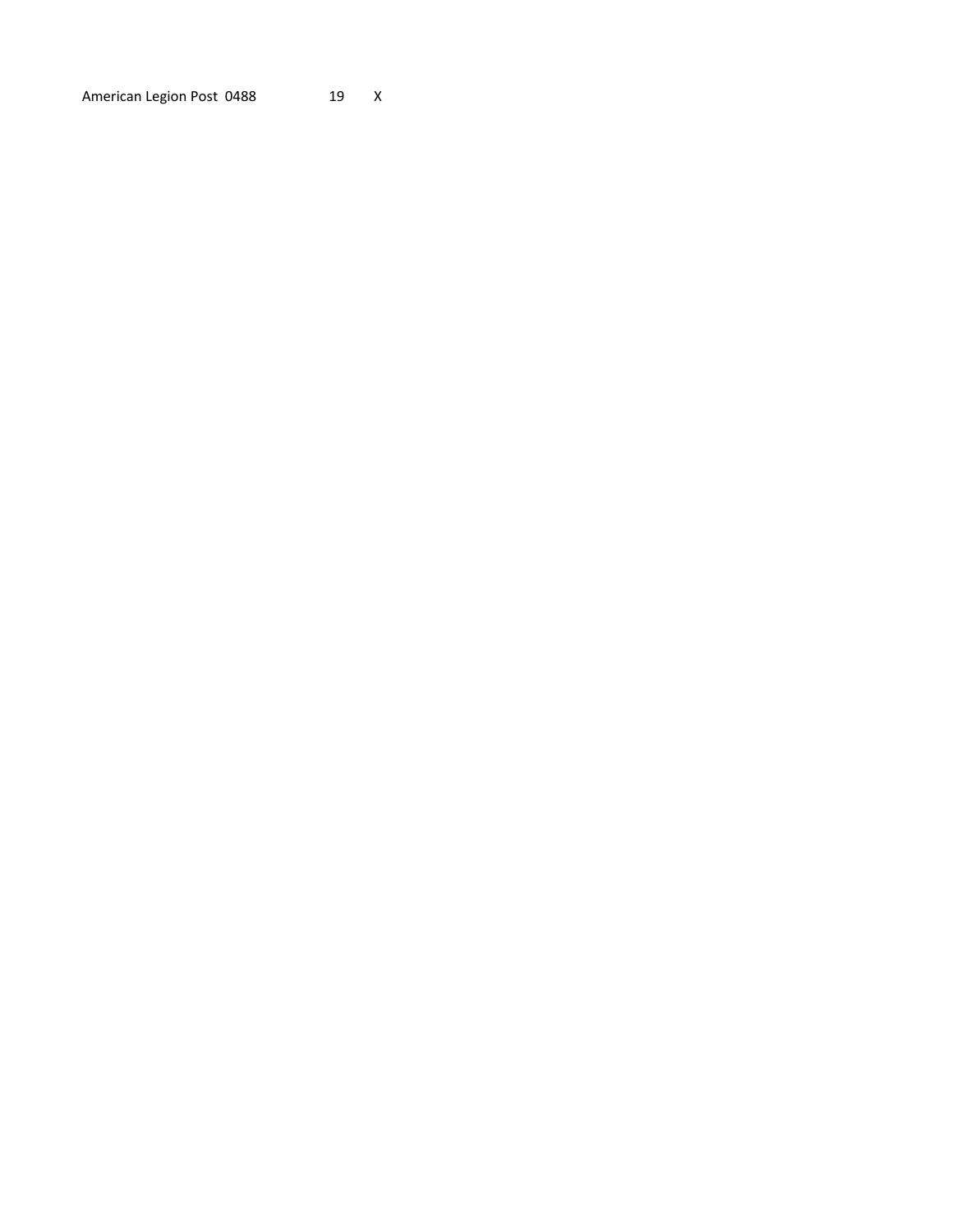| | | |
|---|---|---|
| American Legion Post 0488 | 19 | X |